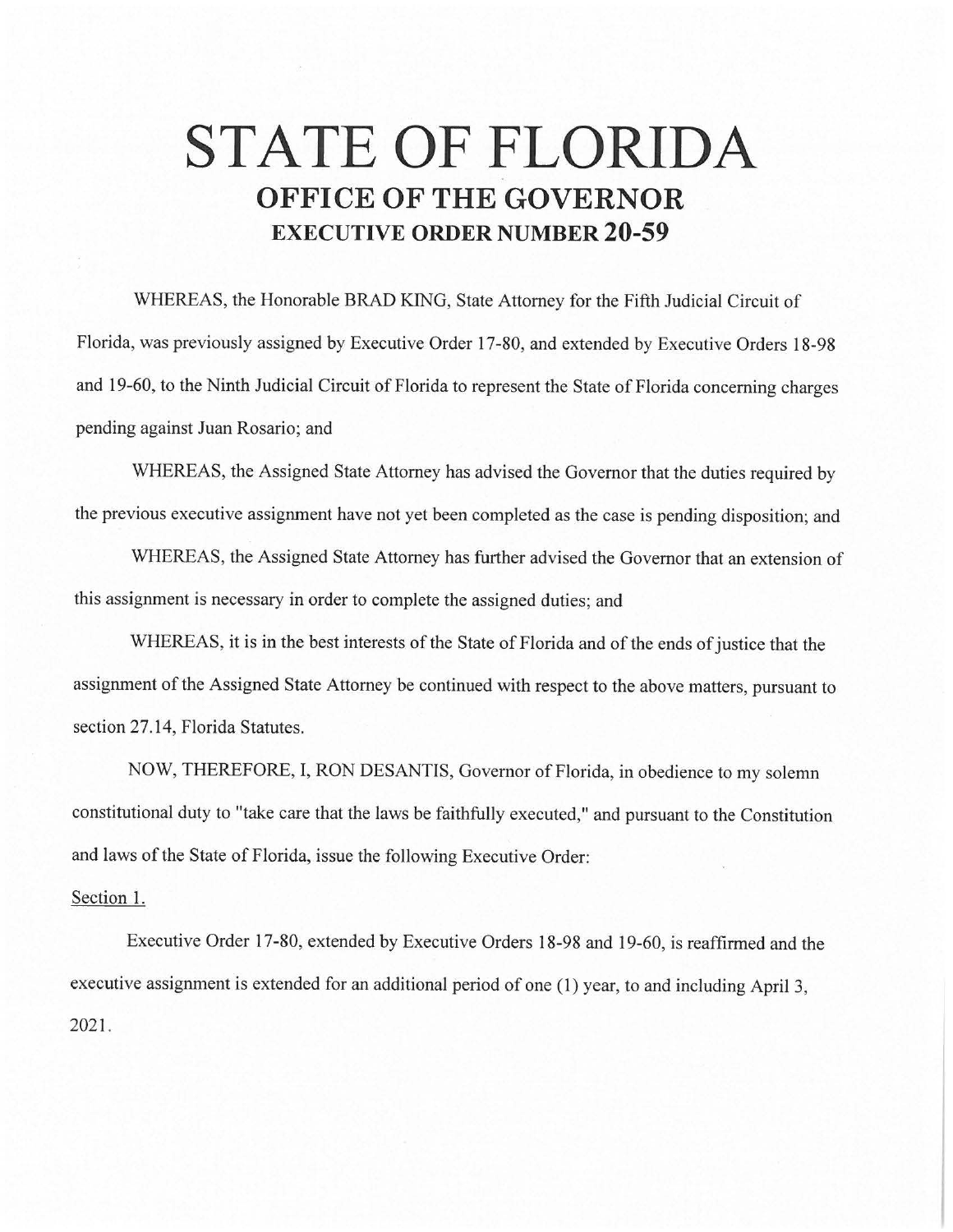# STATE OF FLORIDA

## OFFICE OF THE GOVERNOR

### EXECUTIVE ORDER NUMBER 20-59

WHEREAS, the Honorable BRAD KING, State Attorney for the Fifth Judicial Circuit of Florida, was previously assigned by Executive Order 17-80, and extended by Executive Orders 18-98 and 19-60, to the Ninth Judicial Circuit of Florida to represent the State of Florida concerning charges pending against Juan Rosario; and

WHEREAS, the Assigned State Attorney has advised the Governor that the duties required by the previous executive assignment have not yet been completed as the case is pending disposition; and

WHEREAS, the Assigned State Attorney has further advised the Governor that an extension of this assignment is necessary in order to complete the assigned duties; and

WHEREAS, it is in the best interests of the State of Florida and of the ends of justice that the assignment of the Assigned State Attorney be continued with respect to the above matters, pursuant to section 27.14, Florida Statutes.

NOW, THEREFORE, I, RON DESANTIS, Governor of Florida, in obedience to my solemn constitutional duty to "take care that the laws be faithfully executed," and pursuant to the Constitution and laws of the State of Florida, issue the following Executive Order:

Section 1.

Executive Order 17-80, extended by Executive Orders 18-98 and 19-60, is reaffirmed and the executive assignment is extended for an additional period of one (1) year, to and including April 3, 2021.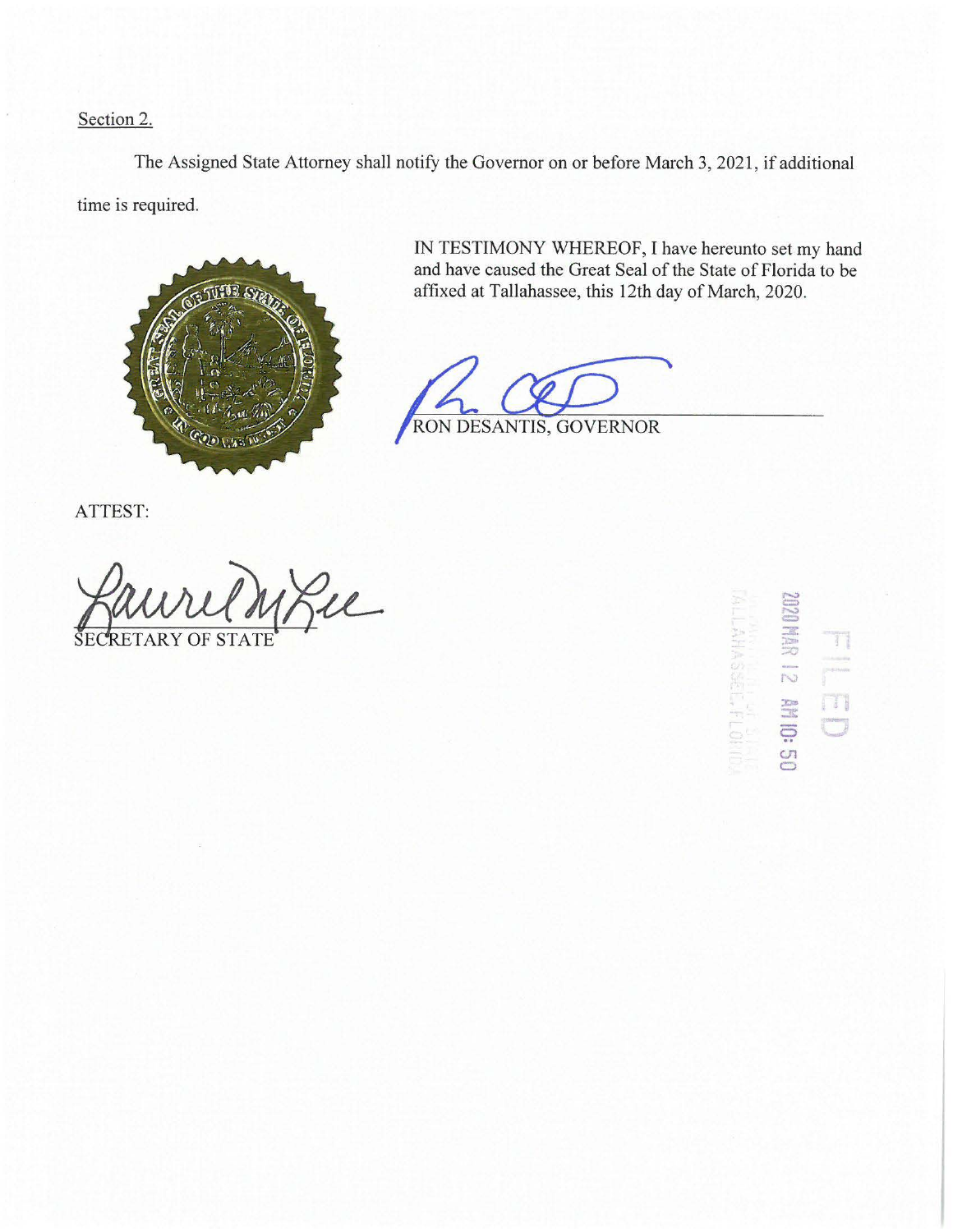Section 2.

The Assigned State Attorney shall notify the Governor on or before March 3, 2021, if additional time is required.

IN TESTIMONY WHEREOF, I have hereunto set my hand and have caused the Great Seal of the State of Florida to be affixed at Tallahassee, this 12th day of March, 2020.

RON DESANTIS, GOVERNOR

ATTEST:

SECRETARY OF STATE

FILED

2020 MAR 12 AM 10: 50

TALLAHASSEE, FLORIDA